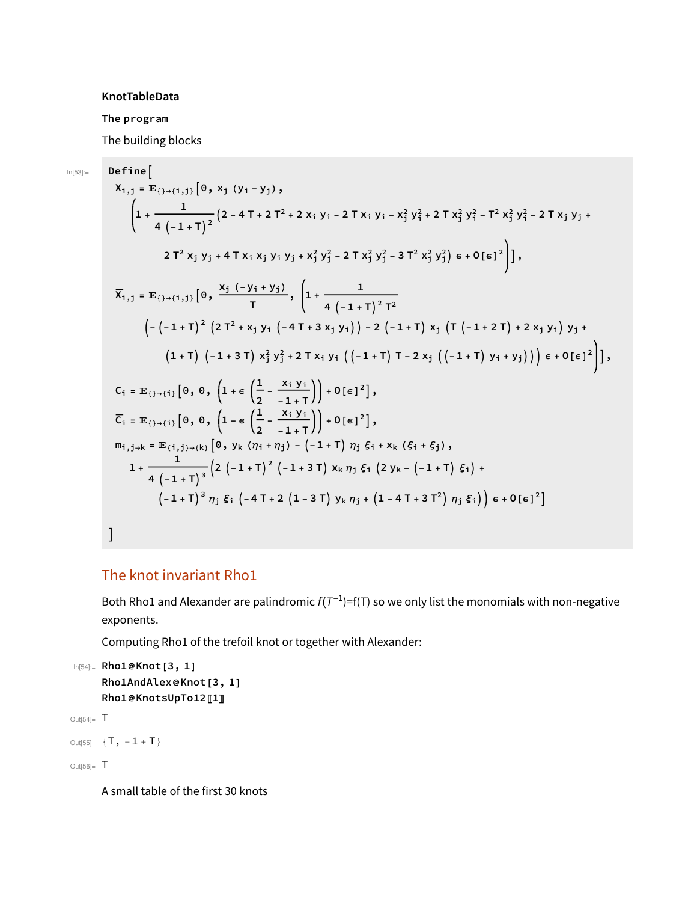**KnotTableData**

**The program**

The building blocks

In[53]:=

$$
\begin{aligned}
&\text{Define}\Big[\\
&X_{i,j} = \mathbb{E}_{\{\}\to\{i,j\}}\Big[0,\ x_j\,(y_i - y_j),\\
&\quad\Big(1 + \frac{1}{4\,(-1+T)^2}\big(2 - 4T + 2T^2 + 2x_i y_i - 2T x_i y_i - x_j^2 y_i^2 + 2T x_j^2 y_i^2 - T^2 x_j^2 y_i^2 - 2T x_j y_j +\\
&\qquad 2T^2 x_j y_j + 4T x_i x_j y_i y_j + x_j^2 y_j^2 - 2T x_j^2 y_j^2 - 3T^2 x_j^2 y_j^2\big)\,\epsilon + O[\epsilon]^2\Big)\Big],\\
&\overline{X}_{i,j} = \mathbb{E}_{\{\}\to\{i,j\}}\Big[0,\ \frac{x_j\,(-y_i + y_j)}{T},\ \Big(1 + \frac{1}{4\,(-1+T)^2\,T^2}\\
&\quad\Big(-(-1+T)^2\,\big(2T^2 + x_j y_i\,(-4T + 3x_j y_i)\big) - 2\,(-1+T)\,x_j\,\big(T\,(-1+2T) + 2x_j y_i\big)\,y_j +\\
&\qquad (1+T)\,(-1+3T)\,x_j^2 y_j^2 + 2T x_i y_i\,\big((-1+T)\,T - 2x_j\,((-1+T)\,y_i + y_j)\big)\Big)\,\epsilon + O[\epsilon]^2\Big)\Big],\\
&C_i = \mathbb{E}_{\{\}\to\{i\}}\Big[0,\ 0,\ \Big(1 + \epsilon\,\Big(\frac{1}{2} - \frac{x_i y_i}{-1+T}\Big)\Big) + O[\epsilon]^2\Big],\\
&\overline{C}_i = \mathbb{E}_{\{\}\to\{i\}}\Big[0,\ 0,\ \Big(1 - \epsilon\,\Big(\frac{1}{2} - \frac{x_i y_i}{-1+T}\Big)\Big) + O[\epsilon]^2\Big],\\
&m_{i,j\to k} = \mathbb{E}_{\{i,j\}\to\{k\}}\Big[0,\ y_k\,(\eta_i + \eta_j) - (-1+T)\,\eta_j\,\xi_i + x_k\,(\xi_i + \xi_j),\\
&\quad 1 + \frac{1}{4\,(-1+T)^3}\Big(2\,(-1+T)^2\,(-1+3T)\,x_k\,\eta_j\,\xi_i\,\big(2y_k - (-1+T)\,\xi_i\big) +\\
&\qquad (-1+T)^3\,\eta_j\,\xi_i\,\big(-4T + 2\,(1-3T)\,y_k\,\eta_j + (1 - 4T + 3T^2)\,\eta_j\,\xi_i\big)\Big)\,\epsilon + O[\epsilon]^2\Big]\\
&\Big]
\end{aligned}
$$

## The knot invariant Rho1

Both Rho1 and Alexander are palindromic $f(T^{-1})=f(T)$ so we only list the monomials with non-negative exponents.

Computing Rho1 of the trefoil knot or together with Alexander:

In[54]:=
```
Rho1@Knot[3, 1]
Rho1AndAlex@Knot[3, 1]
Rho1@KnotsUpTo12⟦1⟧
```

Out[54]= $T$

Out[55]= $\{T,\ -1+T\}$

Out[56]= $T$

A small table of the first 30 knots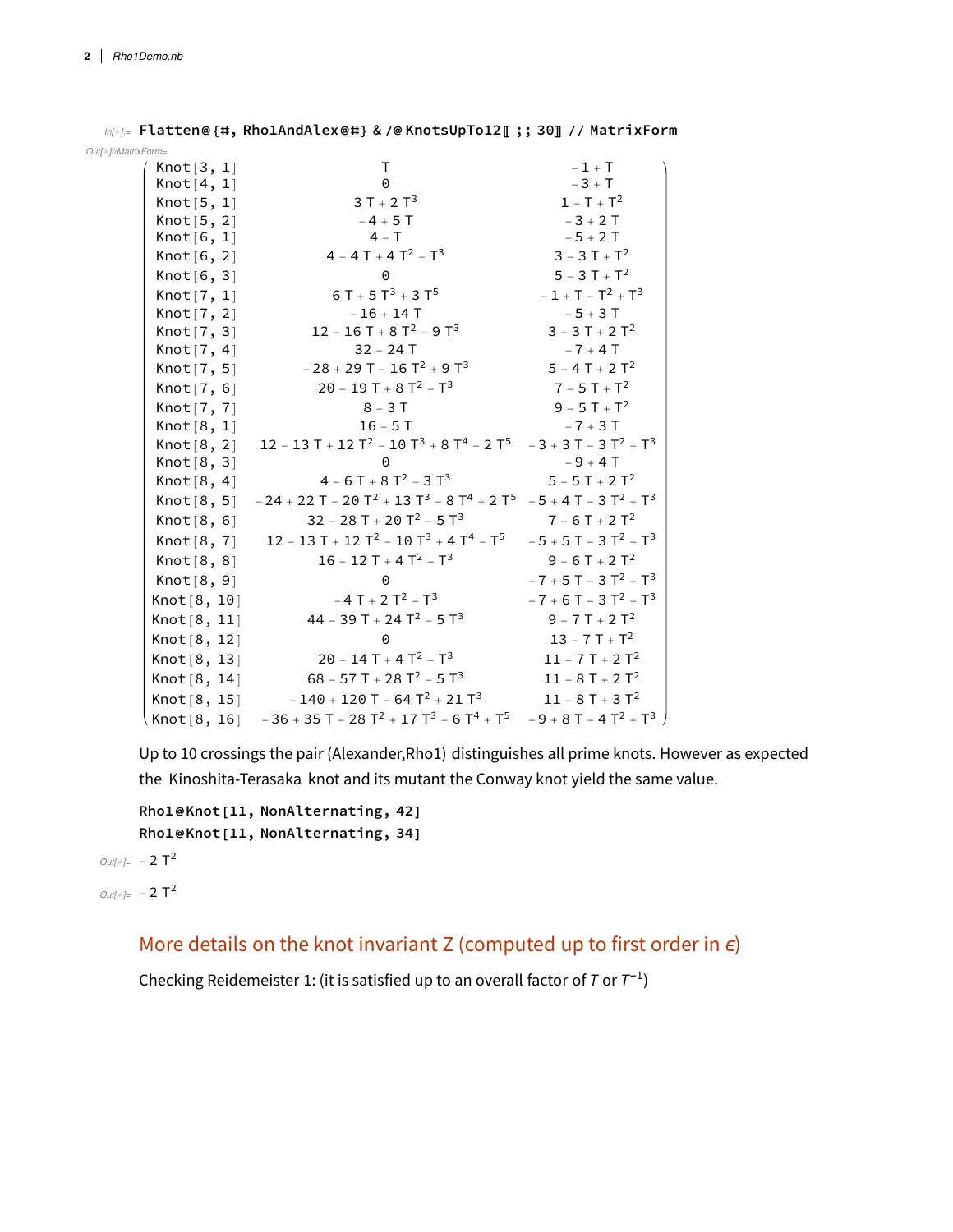```
In[•]:= Flatten@{#, Rho1AndAlex@#} & /@ KnotsUpTo12⟦ ;; 30⟧ // MatrixForm
```

Out[•]//MatrixForm=

| | | |
|---|---|---|
| Knot[3, 1] | $T$ | $-1+T$ |
| Knot[4, 1] | $0$ | $-3+T$ |
| Knot[5, 1] | $3T+2T^3$ | $1-T+T^2$ |
| Knot[5, 2] | $-4+5T$ | $-3+2T$ |
| Knot[6, 1] | $4-T$ | $-5+2T$ |
| Knot[6, 2] | $4-4T+4T^2-T^3$ | $3-3T+T^2$ |
| Knot[6, 3] | $0$ | $5-3T+T^2$ |
| Knot[7, 1] | $6T+5T^3+3T^5$ | $-1+T-T^2+T^3$ |
| Knot[7, 2] | $-16+14T$ | $-5+3T$ |
| Knot[7, 3] | $12-16T+8T^2-9T^3$ | $3-3T+2T^2$ |
| Knot[7, 4] | $32-24T$ | $-7+4T$ |
| Knot[7, 5] | $-28+29T-16T^2+9T^3$ | $5-4T+2T^2$ |
| Knot[7, 6] | $20-19T+8T^2-T^3$ | $7-5T+T^2$ |
| Knot[7, 7] | $8-3T$ | $9-5T+T^2$ |
| Knot[8, 1] | $16-5T$ | $-7+3T$ |
| Knot[8, 2] | $12-13T+12T^2-10T^3+8T^4-2T^5$ | $-3+3T-3T^2+T^3$ |
| Knot[8, 3] | $0$ | $-9+4T$ |
| Knot[8, 4] | $4-6T+8T^2-3T^3$ | $5-5T+2T^2$ |
| Knot[8, 5] | $-24+22T-20T^2+13T^3-8T^4+2T^5$ | $-5+4T-3T^2+T^3$ |
| Knot[8, 6] | $32-28T+20T^2-5T^3$ | $7-6T+2T^2$ |
| Knot[8, 7] | $12-13T+12T^2-10T^3+4T^4-T^5$ | $-5+5T-3T^2+T^3$ |
| Knot[8, 8] | $16-12T+4T^2-T^3$ | $9-6T+2T^2$ |
| Knot[8, 9] | $0$ | $-7+5T-3T^2+T^3$ |
| Knot[8, 10] | $-4T+2T^2-T^3$ | $-7+6T-3T^2+T^3$ |
| Knot[8, 11] | $44-39T+24T^2-5T^3$ | $9-7T+2T^2$ |
| Knot[8, 12] | $0$ | $13-7T+T^2$ |
| Knot[8, 13] | $20-14T+4T^2-T^3$ | $11-7T+2T^2$ |
| Knot[8, 14] | $68-57T+28T^2-5T^3$ | $11-8T+2T^2$ |
| Knot[8, 15] | $-140+120T-64T^2+21T^3$ | $11-8T+3T^2$ |
| Knot[8, 16] | $-36+35T-28T^2+17T^3-6T^4+T^5$ | $-9+8T-4T^2+T^3$ |

Up to 10 crossings the pair (Alexander,Rho1) distinguishes all prime knots. However as expected the Kinoshita-Terasaka knot and its mutant the Conway knot yield the same value.

```
Rho1@Knot[11, NonAlternating, 42]
Rho1@Knot[11, NonAlternating, 34]
```

Out[•]= $-2T^2$

Out[•]= $-2T^2$

## More details on the knot invariant Z (computed up to first order in $\epsilon$)

Checking Reidemeister 1: (it is satisfied up to an overall factor of $T$ or $T^{-1}$)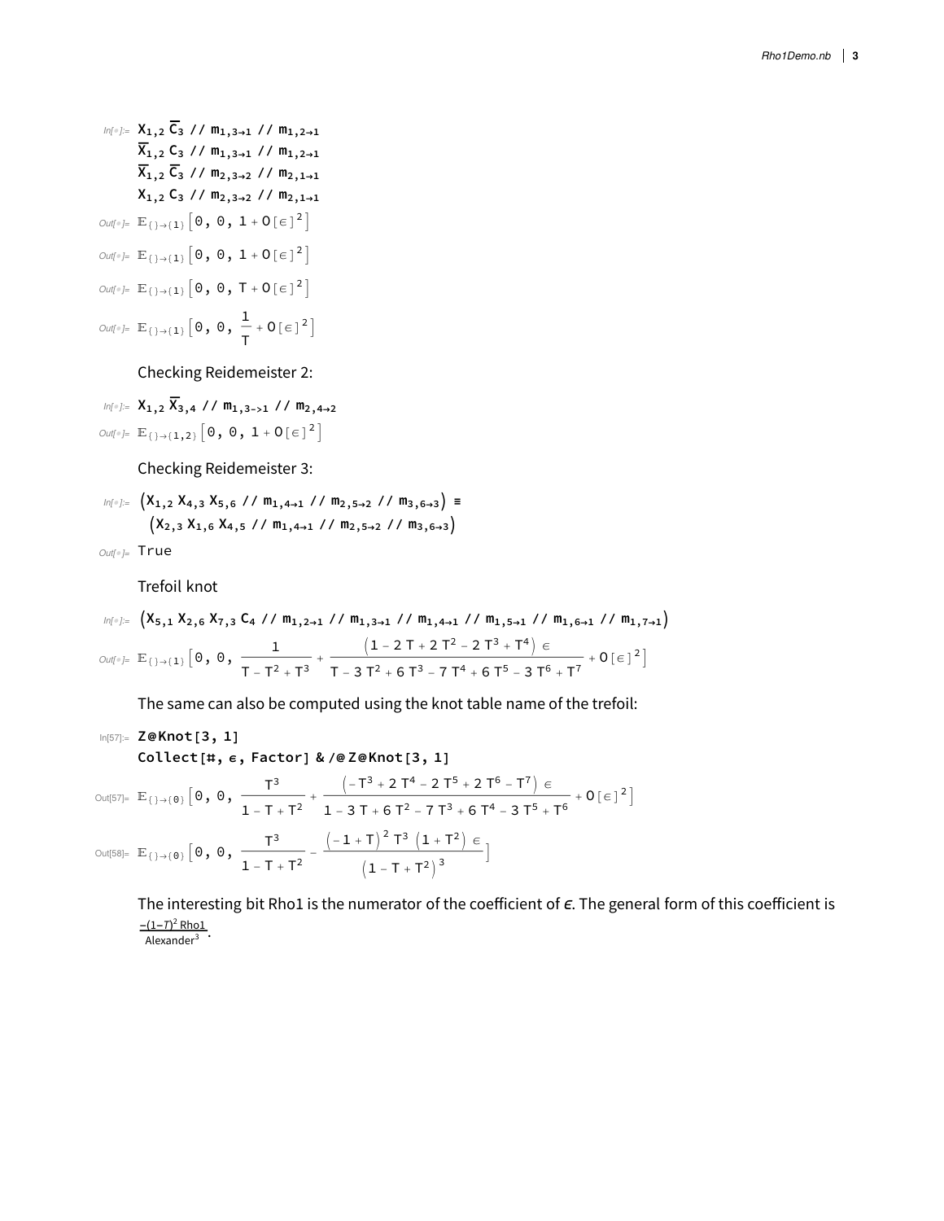```
In[•]:= X1,2 C̄3 // m1,3→1 // m1,2→1
        X̄1,2 C3 // m1,3→1 // m1,2→1
        X̄1,2 C̄3 // m2,3→2 // m2,1→1
        X1,2 C3 // m2,3→2 // m2,1→1
```

Out[•]= $\mathbb{E}_{\{\}\to\{1\}}\left[0,\ 0,\ 1 + O[\epsilon]^2\right]$

Out[•]= $\mathbb{E}_{\{\}\to\{1\}}\left[0,\ 0,\ 1 + O[\epsilon]^2\right]$

Out[•]= $\mathbb{E}_{\{\}\to\{1\}}\left[0,\ 0,\ T + O[\epsilon]^2\right]$

Out[•]= $\mathbb{E}_{\{\}\to\{1\}}\left[0,\ 0,\ \frac{1}{T} + O[\epsilon]^2\right]$

Checking Reidemeister 2:

```
In[•]:= X1,2 X̄3,4 // m1,3->1 // m2,4→2
```

Out[•]= $\mathbb{E}_{\{\}\to\{1,2\}}\left[0,\ 0,\ 1 + O[\epsilon]^2\right]$

Checking Reidemeister 3:

```
In[•]:= (X1,2 X4,3 X5,6 // m1,4→1 // m2,5→2 // m3,6→3) ≡
          (X2,3 X1,6 X4,5 // m1,4→1 // m2,5→2 // m3,6→3)
```

Out[•]= True

Trefoil knot

```
In[•]:= (X5,1 X2,6 X7,3 C4 // m1,2→1 // m1,3→1 // m1,4→1 // m1,5→1 // m1,6→1 // m1,7→1)
```

Out[•]= $\mathbb{E}_{\{\}\to\{1\}}\left[0,\ 0,\ \frac{1}{T - T^2 + T^3} + \frac{\left(1 - 2T + 2T^2 - 2T^3 + T^4\right)\epsilon}{T - 3T^2 + 6T^3 - 7T^4 + 6T^5 - 3T^6 + T^7} + O[\epsilon]^2\right]$

The same can also be computed using the knot table name of the trefoil:

```
In[57]:= Z@Knot[3, 1]
         Collect[#, ϵ, Factor] & /@ Z@Knot[3, 1]
```

Out[57]= $\mathbb{E}_{\{\}\to\{0\}}\left[0,\ 0,\ \frac{T^3}{1 - T + T^2} + \frac{\left(-T^3 + 2T^4 - 2T^5 + 2T^6 - T^7\right)\epsilon}{1 - 3T + 6T^2 - 7T^3 + 6T^4 - 3T^5 + T^6} + O[\epsilon]^2\right]$

Out[58]= $\mathbb{E}_{\{\}\to\{0\}}\left[0,\ 0,\ \frac{T^3}{1 - T + T^2} - \frac{(-1 + T)^2\, T^3\, \left(1 + T^2\right)\epsilon}{\left(1 - T + T^2\right)^3}\right]$

The interesting bit Rho1 is the numerator of the coefficient of $\epsilon$. The general form of this coefficient is $\frac{-(1-T)^2\,\text{Rho1}}{\text{Alexander}^3}$.